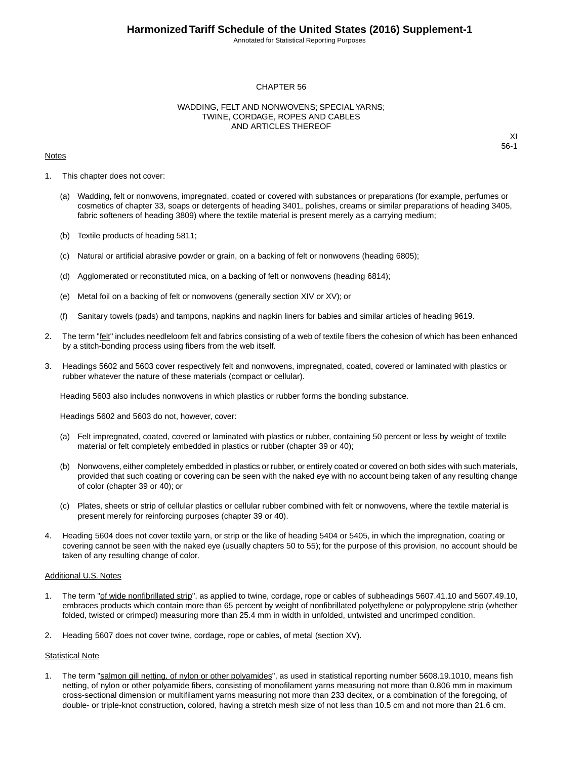# CHAPTER 56

## WADDING, FELT AND NONWOVENS; SPECIAL YARNS; TWINE, CORDAGE, ROPES AND CABLES AND ARTICLES THEREOF

XI
56-1

Notes

1. This chapter does not cover:

   (a) Wadding, felt or nonwovens, impregnated, coated or covered with substances or preparations (for example, perfumes or cosmetics of chapter 33, soaps or detergents of heading 3401, polishes, creams or similar preparations of heading 3405, fabric softeners of heading 3809) where the textile material is present merely as a carrying medium;

   (b) Textile products of heading 5811;

   (c) Natural or artificial abrasive powder or grain, on a backing of felt or nonwovens (heading 6805);

   (d) Agglomerated or reconstituted mica, on a backing of felt or nonwovens (heading 6814);

   (e) Metal foil on a backing of felt or nonwovens (generally section XIV or XV); or

   (f) Sanitary towels (pads) and tampons, napkins and napkin liners for babies and similar articles of heading 9619.

2. The term "felt" includes needleloom felt and fabrics consisting of a web of textile fibers the cohesion of which has been enhanced by a stitch-bonding process using fibers from the web itself.

3. Headings 5602 and 5603 cover respectively felt and nonwovens, impregnated, coated, covered or laminated with plastics or rubber whatever the nature of these materials (compact or cellular).

   Heading 5603 also includes nonwovens in which plastics or rubber forms the bonding substance.

   Headings 5602 and 5603 do not, however, cover:

   (a) Felt impregnated, coated, covered or laminated with plastics or rubber, containing 50 percent or less by weight of textile material or felt completely embedded in plastics or rubber (chapter 39 or 40);

   (b) Nonwovens, either completely embedded in plastics or rubber, or entirely coated or covered on both sides with such materials, provided that such coating or covering can be seen with the naked eye with no account being taken of any resulting change of color (chapter 39 or 40); or

   (c) Plates, sheets or strip of cellular plastics or cellular rubber combined with felt or nonwovens, where the textile material is present merely for reinforcing purposes (chapter 39 or 40).

4. Heading 5604 does not cover textile yarn, or strip or the like of heading 5404 or 5405, in which the impregnation, coating or covering cannot be seen with the naked eye (usually chapters 50 to 55); for the purpose of this provision, no account should be taken of any resulting change of color.

Additional U.S. Notes

1. The term "of wide nonfibrillated strip", as applied to twine, cordage, rope or cables of subheadings 5607.41.10 and 5607.49.10, embraces products which contain more than 65 percent by weight of nonfibrillated polyethylene or polypropylene strip (whether folded, twisted or crimped) measuring more than 25.4 mm in width in unfolded, untwisted and uncrimped condition.

2. Heading 5607 does not cover twine, cordage, rope or cables, of metal (section XV).

Statistical Note

1. The term "salmon gill netting, of nylon or other polyamides", as used in statistical reporting number 5608.19.1010, means fish netting, of nylon or other polyamide fibers, consisting of monofilament yarns measuring not more than 0.806 mm in maximum cross-sectional dimension or multifilament yarns measuring not more than 233 decitex, or a combination of the foregoing, of double- or triple-knot construction, colored, having a stretch mesh size of not less than 10.5 cm and not more than 21.6 cm.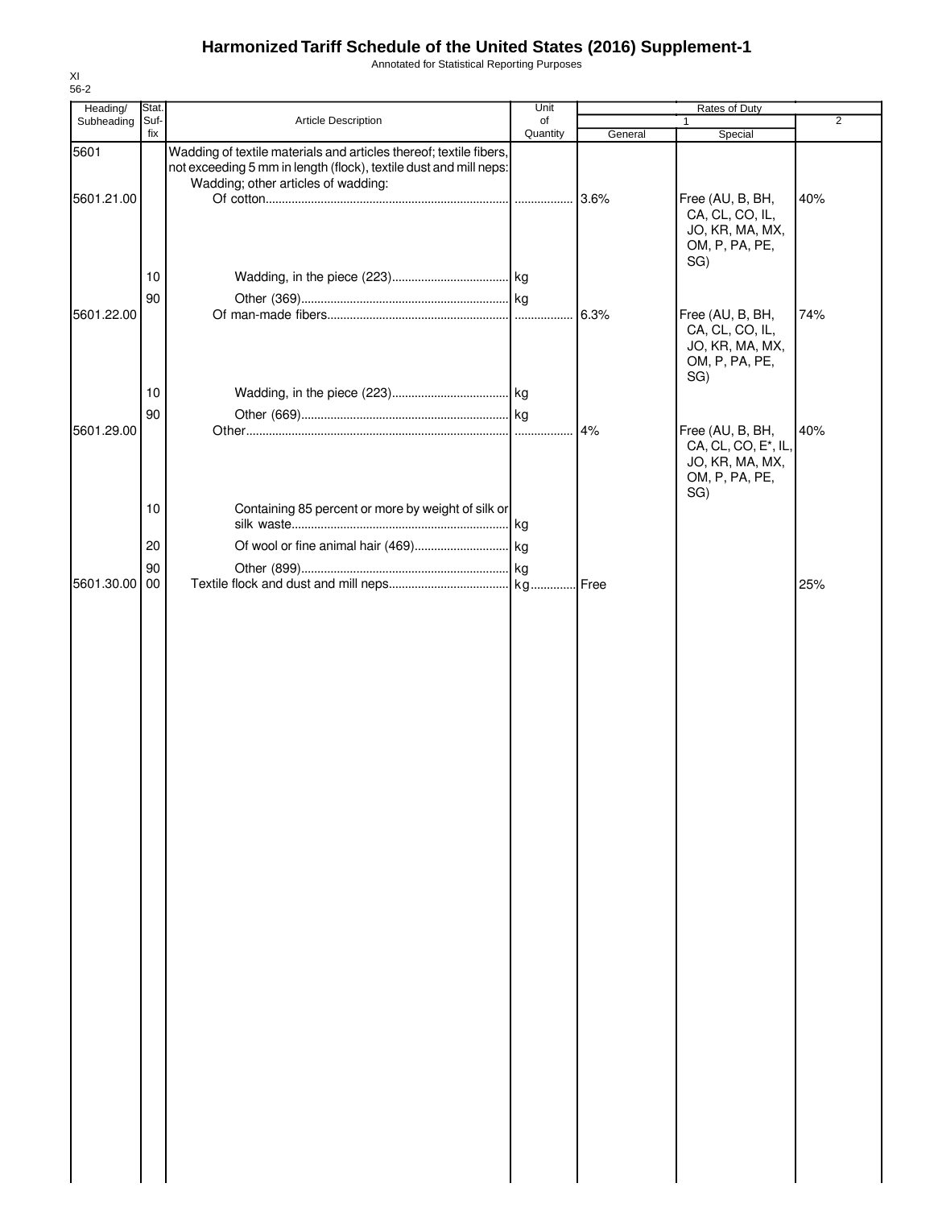# Harmonized Tariff Schedule of the United States (2016) Supplement-1

Annotated for Statistical Reporting Purposes

XI
56-2

| Heading/ Subheading | Stat. Suf-fix | Article Description | Unit of Quantity | Rates of Duty | | |
|---|---|---|---|---|---|---|
| | | | | 1 | | 2 |
| | | | | General | Special | |
| 5601 | | Wadding of textile materials and articles thereof; textile fibers, not exceeding 5 mm in length (flock), textile dust and mill neps: | | | | |
| | | Wadding; other articles of wadding: | | | | |
| 5601.21.00 | | Of cotton | | 3.6% | Free (AU, B, BH, CA, CL, CO, IL, JO, KR, MA, MX, OM, P, PA, PE, SG) | 40% |
| | 10 | Wadding, in the piece (223) | kg | | | |
| | 90 | Other (369) | kg | | | |
| 5601.22.00 | | Of man-made fibers | | 6.3% | Free (AU, B, BH, CA, CL, CO, IL, JO, KR, MA, MX, OM, P, PA, PE, SG) | 74% |
| | 10 | Wadding, in the piece (223) | kg | | | |
| | 90 | Other (669) | kg | | | |
| 5601.29.00 | | Other | | 4% | Free (AU, B, BH, CA, CL, CO, E*, IL, JO, KR, MA, MX, OM, P, PA, PE, SG) | 40% |
| | 10 | Containing 85 percent or more by weight of silk or silk waste | kg | | | |
| | 20 | Of wool or fine animal hair (469) | kg | | | |
| | 90 | Other (899) | kg | | | |
| 5601.30.00 | 00 | Textile flock and dust and mill neps | kg | Free | | 25% |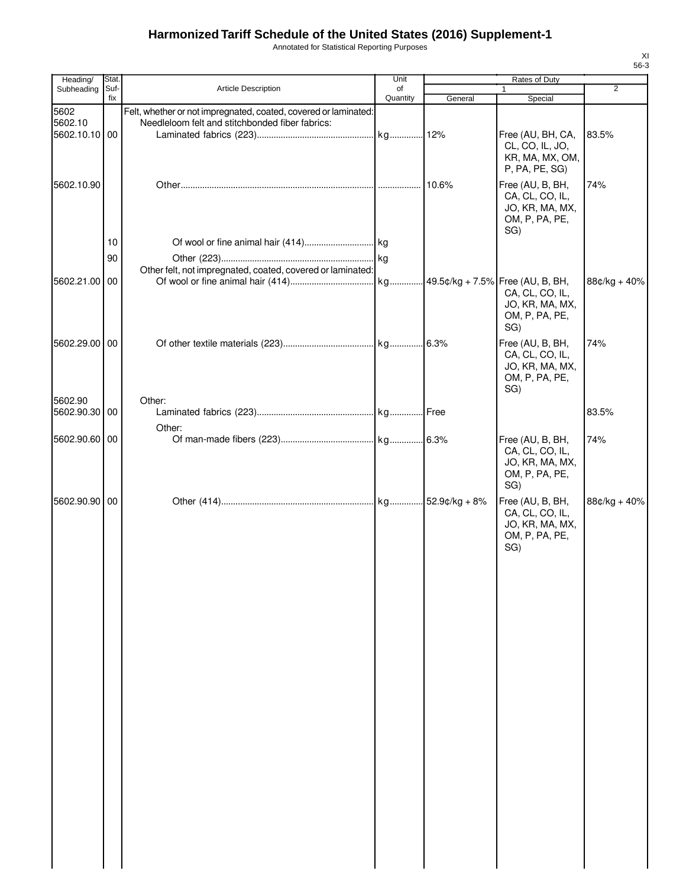# Harmonized Tariff Schedule of the United States (2016) Supplement-1

Annotated for Statistical Reporting Purposes

XI
56-3

| Heading/ Subheading | Stat. Suf-fix | Article Description | Unit of Quantity | Rates of Duty 1 General | Rates of Duty 1 Special | Rates of Duty 2 |
|---|---|---|---|---|---|---|
| 5602 | | Felt, whether or not impregnated, coated, covered or laminated: | | | | |
| 5602.10 | | Needleloom felt and stitchbonded fiber fabrics: | | | | |
| 5602.10.10 | 00 | Laminated fabrics (223) | kg | 12% | Free (AU, BH, CA, CL, CO, IL, JO, KR, MA, MX, OM, P, PA, PE, SG) | 83.5% |
| 5602.10.90 | | Other | | 10.6% | Free (AU, B, BH, CA, CL, CO, IL, JO, KR, MA, MX, OM, P, PA, PE, SG) | 74% |
| | 10 | Of wool or fine animal hair (414) | kg | | | |
| | 90 | Other (223) | kg | | | |
| | | Other felt, not impregnated, coated, covered or laminated: | | | | |
| 5602.21.00 | 00 | Of wool or fine animal hair (414) | kg | 49.5¢/kg + 7.5% | Free (AU, B, BH, CA, CL, CO, IL, JO, KR, MA, MX, OM, P, PA, PE, SG) | 88¢/kg + 40% |
| 5602.29.00 | 00 | Of other textile materials (223) | kg | 6.3% | Free (AU, B, BH, CA, CL, CO, IL, JO, KR, MA, MX, OM, P, PA, PE, SG) | 74% |
| 5602.90 | | Other: | | | | |
| 5602.90.30 | 00 | Laminated fabrics (223) | kg | Free | | 83.5% |
| | | Other: | | | | |
| 5602.90.60 | 00 | Of man-made fibers (223) | kg | 6.3% | Free (AU, B, BH, CA, CL, CO, IL, JO, KR, MA, MX, OM, P, PA, PE, SG) | 74% |
| 5602.90.90 | 00 | Other (414) | kg | 52.9¢/kg + 8% | Free (AU, B, BH, CA, CL, CO, IL, JO, KR, MA, MX, OM, P, PA, PE, SG) | 88¢/kg + 40% |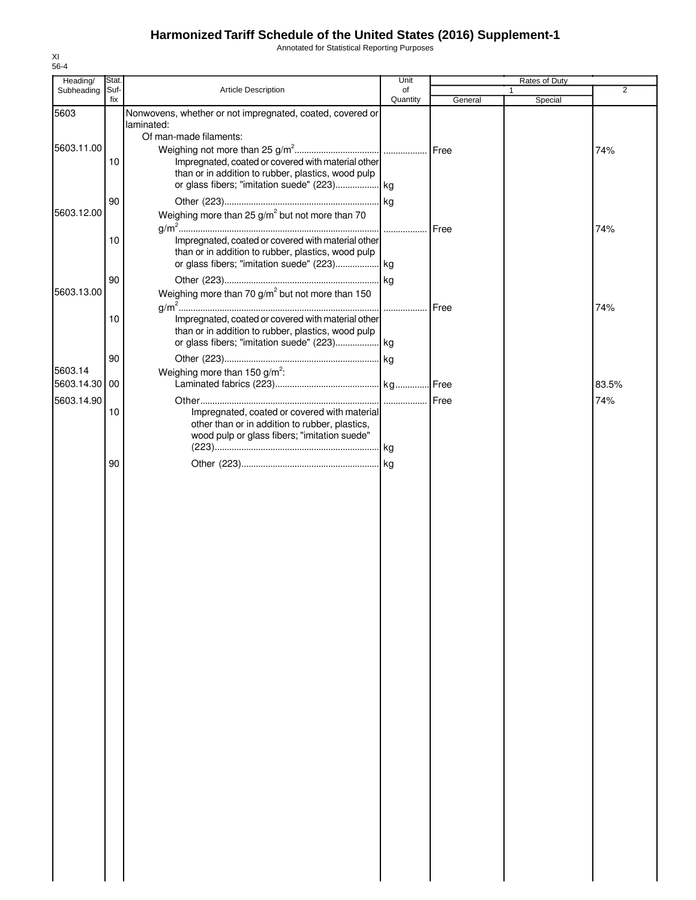# Harmonized Tariff Schedule of the United States (2016) Supplement-1

Annotated for Statistical Reporting Purposes

XI
56-4

| Heading/ Subheading | Stat. Suf- fix | Article Description | Unit of Quantity | Rates of Duty 1 General | Rates of Duty 1 Special | Rates of Duty 2 |
|---|---|---|---|---|---|---|
| 5603 | | Nonwovens, whether or not impregnated, coated, covered or laminated: | | | | |
| | | Of man-made filaments: | | | | |
| 5603.11.00 | | Weighing not more than 25 $g/m^2$ | | Free | | 74% |
| | 10 | Impregnated, coated or covered with material other than or in addition to rubber, plastics, wood pulp or glass fibers; "imitation suede" (223) | kg | | | |
| | 90 | Other (223) | kg | | | |
| 5603.12.00 | | Weighing more than 25 $g/m^2$ but not more than 70 $g/m^2$ | | Free | | 74% |
| | 10 | Impregnated, coated or covered with material other than or in addition to rubber, plastics, wood pulp or glass fibers; "imitation suede" (223) | kg | | | |
| | 90 | Other (223) | kg | | | |
| 5603.13.00 | | Weighing more than 70 $g/m^2$ but not more than 150 $g/m^2$ | | Free | | 74% |
| | 10 | Impregnated, coated or covered with material other than or in addition to rubber, plastics, wood pulp or glass fibers; "imitation suede" (223) | kg | | | |
| | 90 | Other (223) | kg | | | |
| 5603.14 | | Weighing more than 150 $g/m^2$: | | | | |
| 5603.14.30 | 00 | Laminated fabrics (223) | kg | Free | | 83.5% |
| 5603.14.90 | | Other | | Free | | 74% |
| | 10 | Impregnated, coated or covered with material other than or in addition to rubber, plastics, wood pulp or glass fibers; "imitation suede" (223) | kg | | | |
| | 90 | Other (223) | kg | | | |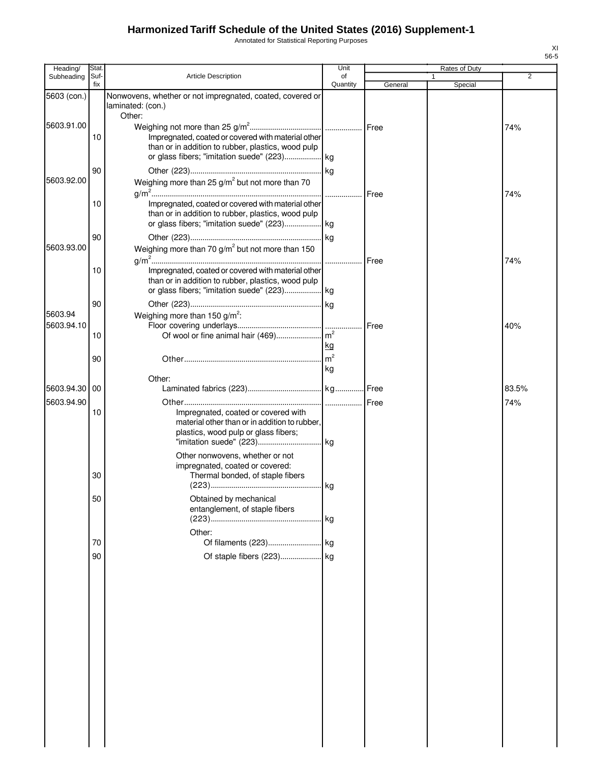# Harmonized Tariff Schedule of the United States (2016) Supplement-1

Annotated for Statistical Reporting Purposes

| Heading/ Subheading | Stat. Suf- fix | Article Description | Unit of Quantity | Rates of Duty 1 General | Rates of Duty 1 Special | Rates of Duty 2 |
|---|---|---|---|---|---|---|
| 5603 (con.) | | Nonwovens, whether or not impregnated, coated, covered or laminated: (con.) | | | | |
| | | Other: | | | | |
| 5603.91.00 | | Weighing not more than 25 g/m² | | Free | | 74% |
| | 10 | Impregnated, coated or covered with material other than or in addition to rubber, plastics, wood pulp or glass fibers; "imitation suede" (223) | kg | | | |
| | 90 | Other (223) | kg | | | |
| 5603.92.00 | | Weighing more than 25 g/m² but not more than 70 g/m² | | Free | | 74% |
| | 10 | Impregnated, coated or covered with material other than or in addition to rubber, plastics, wood pulp or glass fibers; "imitation suede" (223) | kg | | | |
| | 90 | Other (223) | kg | | | |
| 5603.93.00 | | Weighing more than 70 g/m² but not more than 150 g/m² | | Free | | 74% |
| | 10 | Impregnated, coated or covered with material other than or in addition to rubber, plastics, wood pulp or glass fibers; "imitation suede" (223) | kg | | | |
| | 90 | Other (223) | kg | | | |
| 5603.94 | | Weighing more than 150 g/m²: | | | | |
| 5603.94.10 | | Floor covering underlays | | Free | | 40% |
| | 10 | Of wool or fine animal hair (469) | m² kg | | | |
| | 90 | Other | m² kg | | | |
| | | Other: | | | | |
| 5603.94.30 | 00 | Laminated fabrics (223) | kg | Free | | 83.5% |
| 5603.94.90 | | Other | | Free | | 74% |
| | 10 | Impregnated, coated or covered with material other than or in addition to rubber, plastics, wood pulp or glass fibers; "imitation suede" (223) | kg | | | |
| | | Other nonwovens, whether or not impregnated, coated or covered: | | | | |
| | 30 | Thermal bonded, of staple fibers (223) | kg | | | |
| | 50 | Obtained by mechanical entanglement, of staple fibers (223) | kg | | | |
| | | Other: | | | | |
| | 70 | Of filaments (223) | kg | | | |
| | 90 | Of staple fibers (223) | kg | | | |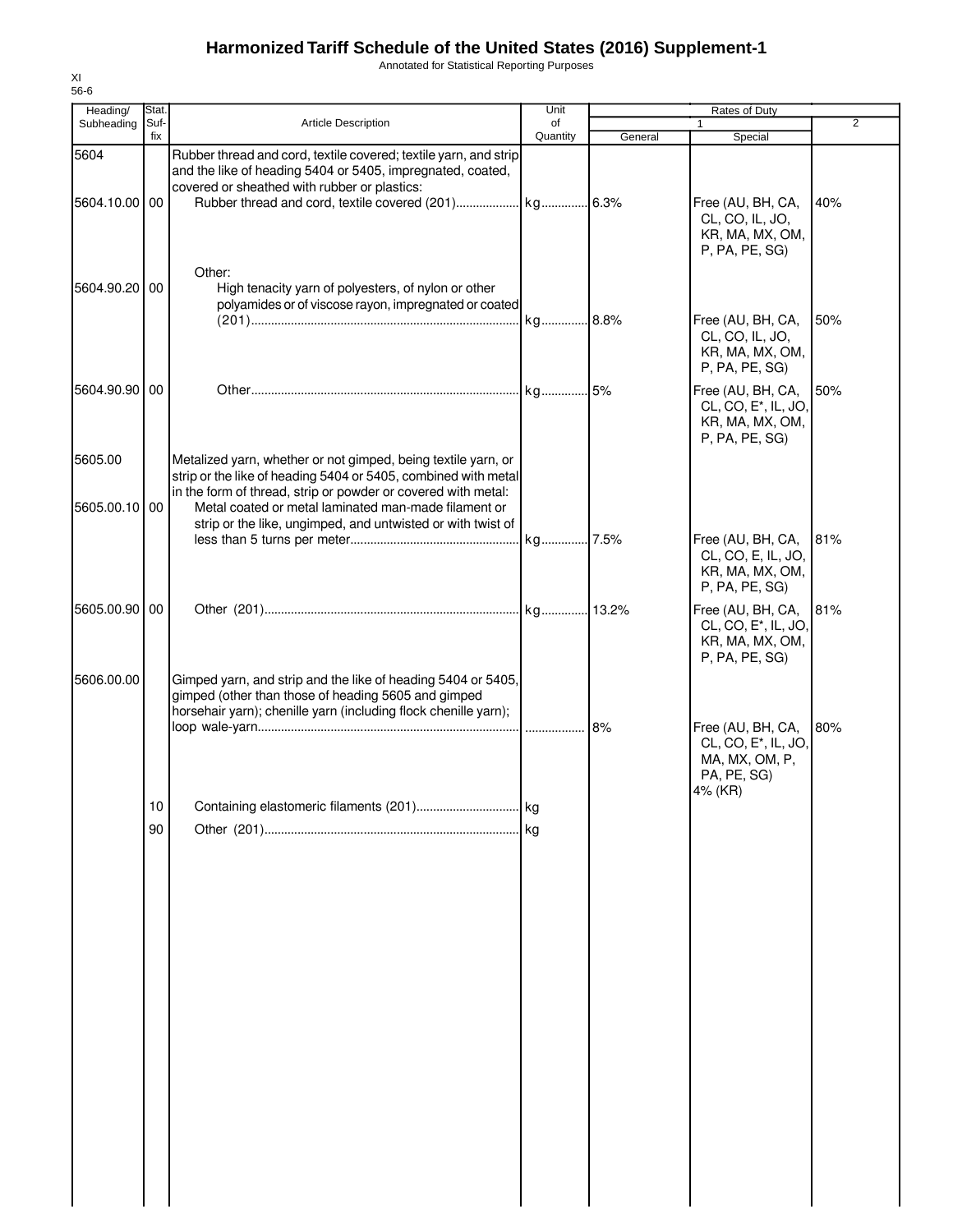# Harmonized Tariff Schedule of the United States (2016) Supplement-1

Annotated for Statistical Reporting Purposes

XI
56-6

| Heading/ Subheading | Stat. Suf- fix | Article Description | Unit of Quantity | Rates of Duty 1 General | Special | 2 |
|---|---|---|---|---|---|---|
| 5604 | | Rubber thread and cord, textile covered; textile yarn, and strip and the like of heading 5404 or 5405, impregnated, coated, covered or sheathed with rubber or plastics: | | | | |
| 5604.10.00 | 00 | Rubber thread and cord, textile covered (201) | kg | 6.3% | Free (AU, BH, CA, CL, CO, IL, JO, KR, MA, MX, OM, P, PA, PE, SG) | 40% |
| | | Other: | | | | |
| 5604.90.20 | 00 | High tenacity yarn of polyesters, of nylon or other polyamides or of viscose rayon, impregnated or coated (201) | kg | 8.8% | Free (AU, BH, CA, CL, CO, IL, JO, KR, MA, MX, OM, P, PA, PE, SG) | 50% |
| 5604.90.90 | 00 | Other | kg | 5% | Free (AU, BH, CA, CL, CO, E*, IL, JO, KR, MA, MX, OM, P, PA, PE, SG) | 50% |
| 5605.00 | | Metalized yarn, whether or not gimped, being textile yarn, or strip or the like of heading 5404 or 5405, combined with metal in the form of thread, strip or powder or covered with metal: | | | | |
| 5605.00.10 | 00 | Metal coated or metal laminated man-made filament or strip or the like, ungimped, and untwisted or with twist of less than 5 turns per meter | kg | 7.5% | Free (AU, BH, CA, CL, CO, E, IL, JO, KR, MA, MX, OM, P, PA, PE, SG) | 81% |
| 5605.00.90 | 00 | Other (201) | kg | 13.2% | Free (AU, BH, CA, CL, CO, E*, IL, JO, KR, MA, MX, OM, P, PA, PE, SG) | 81% |
| 5606.00.00 | | Gimped yarn, and strip and the like of heading 5404 or 5405, gimped (other than those of heading 5605 and gimped horsehair yarn); chenille yarn (including flock chenille yarn); loop wale-yarn | | 8% | Free (AU, BH, CA, CL, CO, E*, IL, JO, MA, MX, OM, P, PA, PE, SG) 4% (KR) | 80% |
| | 10 | Containing elastomeric filaments (201) | kg | | | |
| | 90 | Other (201) | kg | | | |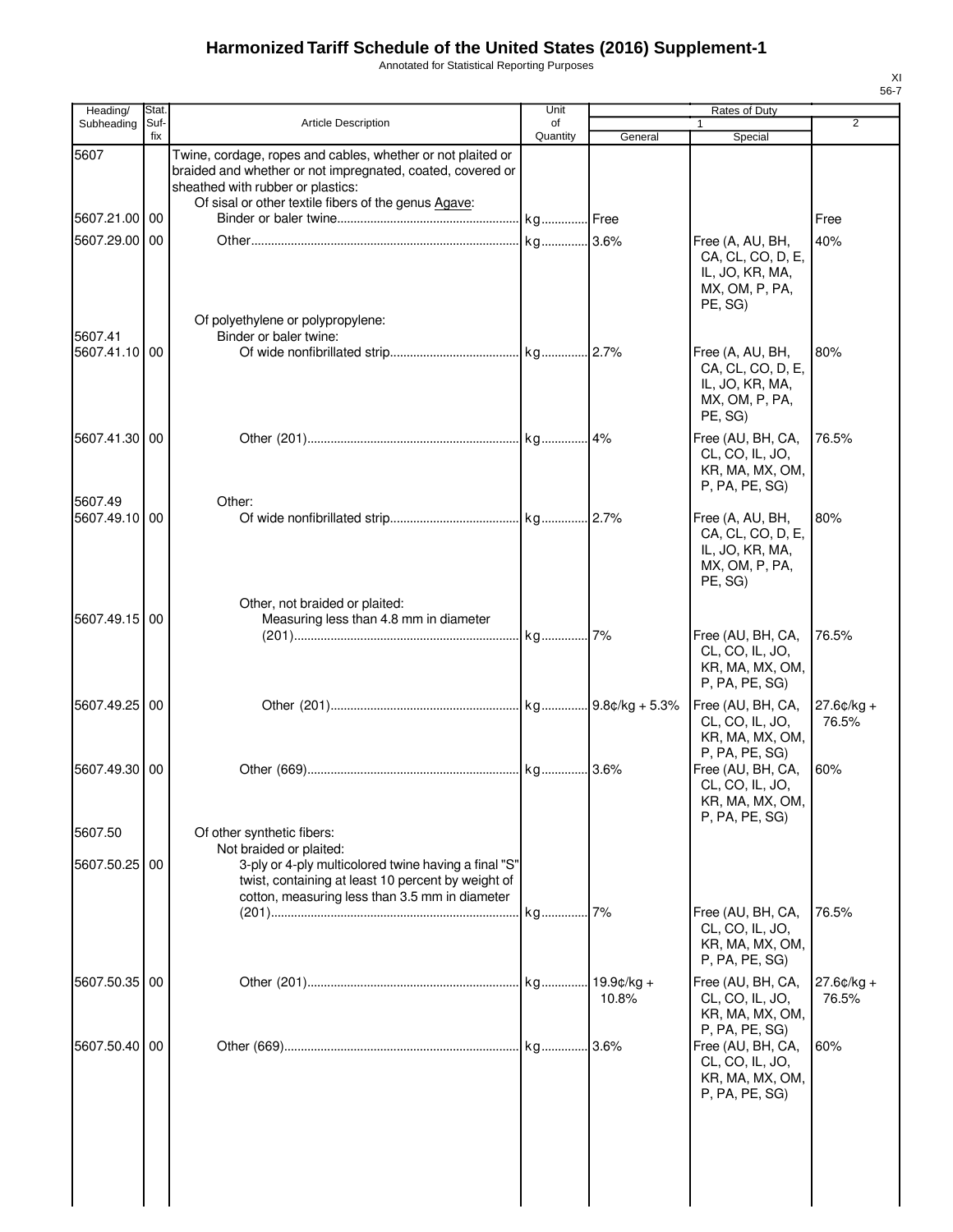# Harmonized Tariff Schedule of the United States (2016) Supplement-1

Annotated for Statistical Reporting Purposes

XI
56-7

| Heading/ Subheading | Stat. Suf- fix | Article Description | Unit of Quantity | Rates of Duty 1 General | Special | 2 |
|---|---|---|---|---|---|---|
| 5607 | | Twine, cordage, ropes and cables, whether or not plaited or braided and whether or not impregnated, coated, covered or sheathed with rubber or plastics: | | | | |
| | | Of sisal or other textile fibers of the genus Agave: | | | | |
| 5607.21.00 | 00 | Binder or baler twine | kg | Free | | Free |
| 5607.29.00 | 00 | Other | kg | 3.6% | Free (A, AU, BH, CA, CL, CO, D, E, IL, JO, KR, MA, MX, OM, P, PA, PE, SG) | 40% |
| | | Of polyethylene or polypropylene: | | | | |
| 5607.41 | | Binder or baler twine: | | | | |
| 5607.41.10 | 00 | Of wide nonfibrillated strip | kg | 2.7% | Free (A, AU, BH, CA, CL, CO, D, E, IL, JO, KR, MA, MX, OM, P, PA, PE, SG) | 80% |
| 5607.41.30 | 00 | Other (201) | kg | 4% | Free (AU, BH, CA, CL, CO, IL, JO, KR, MA, MX, OM, P, PA, PE, SG) | 76.5% |
| 5607.49 | | Other: | | | | |
| 5607.49.10 | 00 | Of wide nonfibrillated strip | kg | 2.7% | Free (A, AU, BH, CA, CL, CO, D, E, IL, JO, KR, MA, MX, OM, P, PA, PE, SG) | 80% |
| | | Other, not braided or plaited: | | | | |
| 5607.49.15 | 00 | Measuring less than 4.8 mm in diameter (201) | kg | 7% | Free (AU, BH, CA, CL, CO, IL, JO, KR, MA, MX, OM, P, PA, PE, SG) | 76.5% |
| 5607.49.25 | 00 | Other (201) | kg | 9.8¢/kg + 5.3% | Free (AU, BH, CA, CL, CO, IL, JO, KR, MA, MX, OM, P, PA, PE, SG) | 27.6¢/kg + 76.5% |
| 5607.49.30 | 00 | Other (669) | kg | 3.6% | Free (AU, BH, CA, CL, CO, IL, JO, KR, MA, MX, OM, P, PA, PE, SG) | 60% |
| 5607.50 | | Of other synthetic fibers: | | | | |
| | | Not braided or plaited: | | | | |
| 5607.50.25 | 00 | 3-ply or 4-ply multicolored twine having a final "S" twist, containing at least 10 percent by weight of cotton, measuring less than 3.5 mm in diameter (201) | kg | 7% | Free (AU, BH, CA, CL, CO, IL, JO, KR, MA, MX, OM, P, PA, PE, SG) | 76.5% |
| 5607.50.35 | 00 | Other (201) | kg | 19.9¢/kg + 10.8% | Free (AU, BH, CA, CL, CO, IL, JO, KR, MA, MX, OM, P, PA, PE, SG) | 27.6¢/kg + 76.5% |
| 5607.50.40 | 00 | Other (669) | kg | 3.6% | Free (AU, BH, CA, CL, CO, IL, JO, KR, MA, MX, OM, P, PA, PE, SG) | 60% |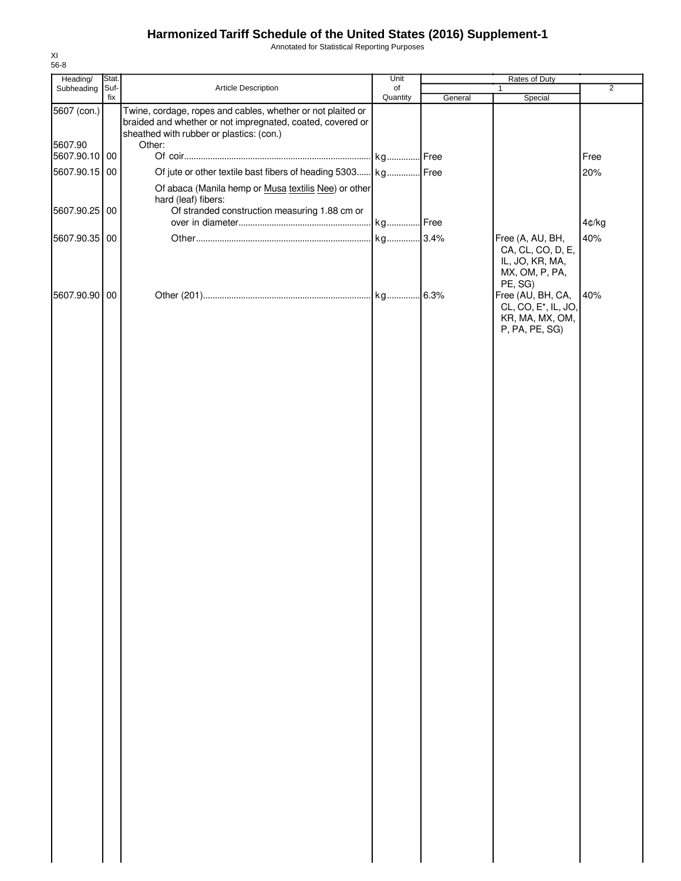# Harmonized Tariff Schedule of the United States (2016) Supplement-1

Annotated for Statistical Reporting Purposes

XI
56-8

| Heading/ Subheading | Stat. Suf- fix | Article Description | Unit of Quantity | Rates of Duty 1 General | Special | 2 |
|---|---|---|---|---|---|---|
| 5607 (con.) | | Twine, cordage, ropes and cables, whether or not plaited or braided and whether or not impregnated, coated, covered or sheathed with rubber or plastics: (con.) | | | | |
| 5607.90 | | Other: | | | | |
| 5607.90.10 | 00 | Of coir | kg | Free | | Free |
| 5607.90.15 | 00 | Of jute or other textile bast fibers of heading 5303 | kg | Free | | 20% |
| | | Of abaca (Manila hemp or Musa textilis Nee) or other hard (leaf) fibers: | | | | |
| 5607.90.25 | 00 | Of stranded construction measuring 1.88 cm or over in diameter | kg | Free | | 4¢/kg |
| 5607.90.35 | 00 | Other | kg | 3.4% | Free (A, AU, BH, CA, CL, CO, D, E, IL, JO, KR, MA, MX, OM, P, PA, PE, SG) | 40% |
| 5607.90.90 | 00 | Other (201) | kg | 6.3% | Free (AU, BH, CA, CL, CO, E*, IL, JO, KR, MA, MX, OM, P, PA, PE, SG) | 40% |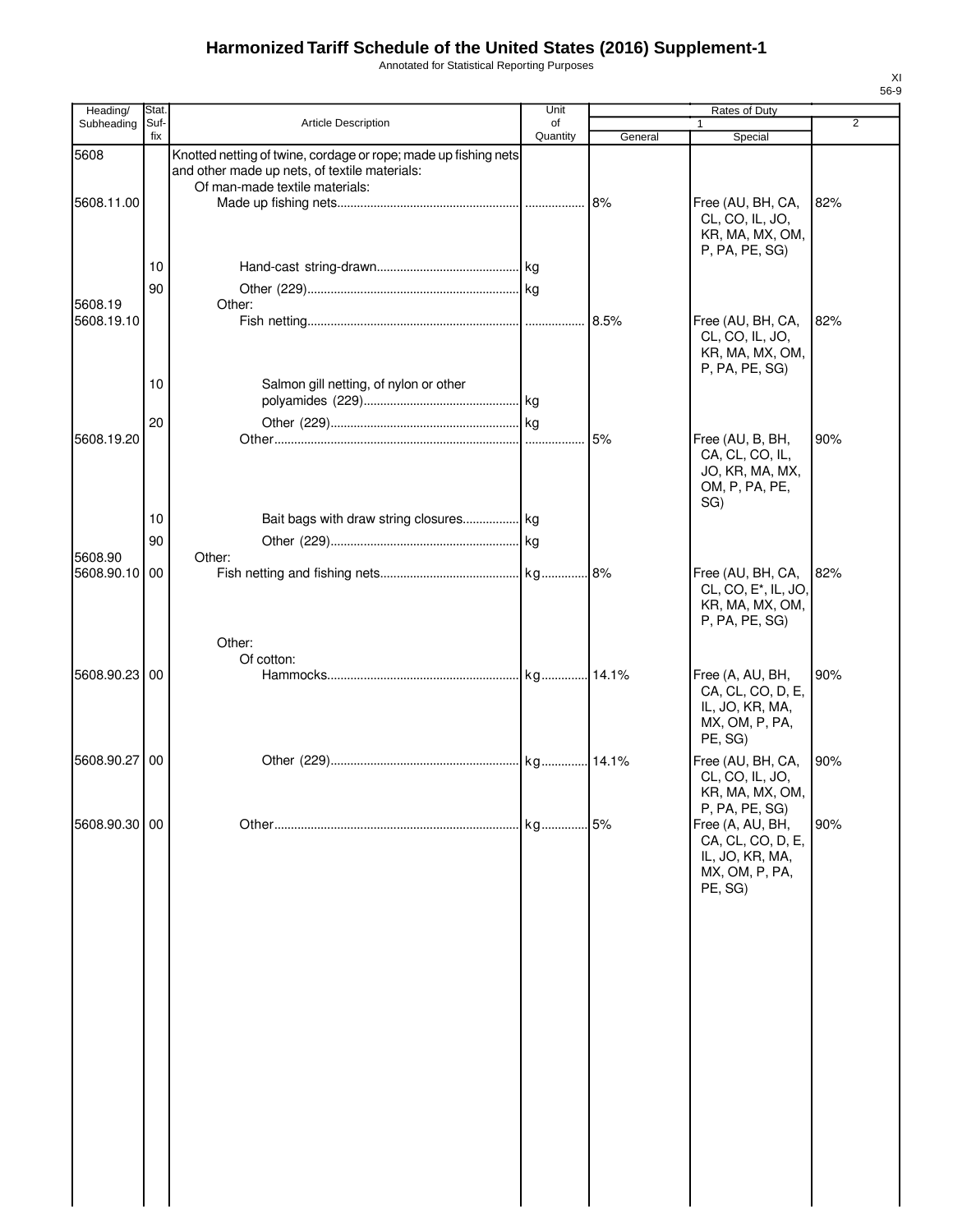# Harmonized Tariff Schedule of the United States (2016) Supplement-1

Annotated for Statistical Reporting Purposes

XI
56-9

| Heading/ Subheading | Stat. Suf- fix | Article Description | Unit of Quantity | Rates of Duty 1 General | Rates of Duty 1 Special | Rates of Duty 2 |
|---|---|---|---|---|---|---|
| 5608 | | Knotted netting of twine, cordage or rope; made up fishing nets and other made up nets, of textile materials: | | | | |
| | | Of man-made textile materials: | | | | |
| 5608.11.00 | | Made up fishing nets | | 8% | Free (AU, BH, CA, CL, CO, IL, JO, KR, MA, MX, OM, P, PA, PE, SG) | 82% |
| | 10 | Hand-cast string-drawn | kg | | | |
| | 90 | Other (229) | kg | | | |
| 5608.19 | | Other: | | | | |
| 5608.19.10 | | Fish netting | | 8.5% | Free (AU, BH, CA, CL, CO, IL, JO, KR, MA, MX, OM, P, PA, PE, SG) | 82% |
| | 10 | Salmon gill netting, of nylon or other polyamides (229) | kg | | | |
| | 20 | Other (229) | kg | | | |
| 5608.19.20 | | Other | | 5% | Free (AU, B, BH, CA, CL, CO, IL, JO, KR, MA, MX, OM, P, PA, PE, SG) | 90% |
| | 10 | Bait bags with draw string closures | kg | | | |
| | 90 | Other (229) | kg | | | |
| 5608.90 | | Other: | | | | |
| 5608.90.10 | 00 | Fish netting and fishing nets | kg | 8% | Free (AU, BH, CA, CL, CO, E*, IL, JO, KR, MA, MX, OM, P, PA, PE, SG) | 82% |
| | | Other: | | | | |
| | | Of cotton: | | | | |
| 5608.90.23 | 00 | Hammocks | kg | 14.1% | Free (A, AU, BH, CA, CL, CO, D, E, IL, JO, KR, MA, MX, OM, P, PA, PE, SG) | 90% |
| 5608.90.27 | 00 | Other (229) | kg | 14.1% | Free (AU, BH, CA, CL, CO, IL, JO, KR, MA, MX, OM, P, PA, PE, SG) | 90% |
| 5608.90.30 | 00 | Other | kg | 5% | Free (A, AU, BH, CA, CL, CO, D, E, IL, JO, KR, MA, MX, OM, P, PA, PE, SG) | 90% |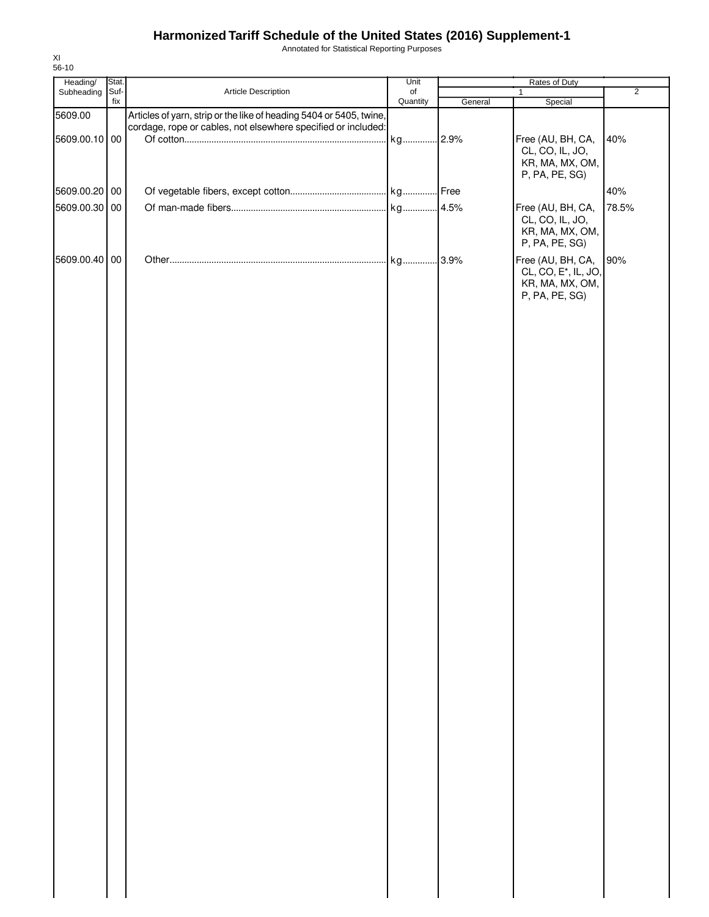# Harmonized Tariff Schedule of the United States (2016) Supplement-1

Annotated for Statistical Reporting Purposes

XI
56-10

| Heading/ Subheading | Stat. Suf- fix | Article Description | Unit of Quantity | Rates of Duty 1 General | Special | 2 |
|---|---|---|---|---|---|---|
| 5609.00 | | Articles of yarn, strip or the like of heading 5404 or 5405, twine, cordage, rope or cables, not elsewhere specified or included: | | | | |
| 5609.00.10 | 00 | Of cotton | kg | 2.9% | Free (AU, BH, CA, CL, CO, IL, JO, KR, MA, MX, OM, P, PA, PE, SG) | 40% |
| 5609.00.20 | 00 | Of vegetable fibers, except cotton | kg | Free | | 40% |
| 5609.00.30 | 00 | Of man-made fibers | kg | 4.5% | Free (AU, BH, CA, CL, CO, IL, JO, KR, MA, MX, OM, P, PA, PE, SG) | 78.5% |
| 5609.00.40 | 00 | Other | kg | 3.9% | Free (AU, BH, CA, CL, CO, E*, IL, JO, KR, MA, MX, OM, P, PA, PE, SG) | 90% |